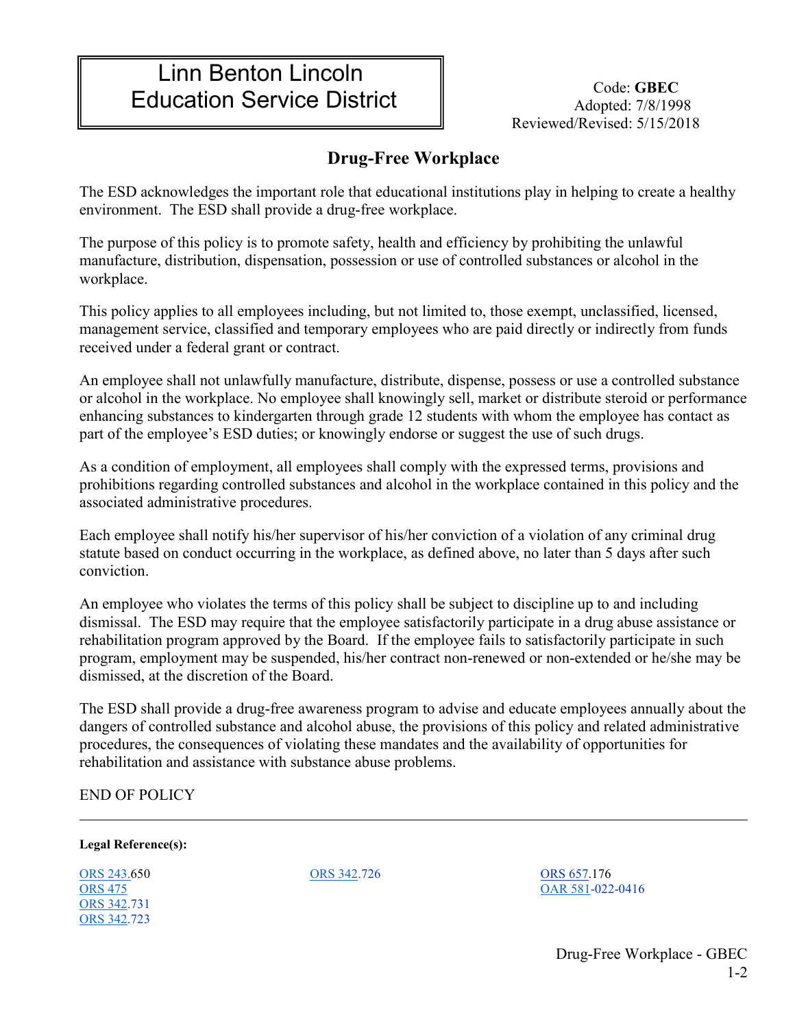# Linn Benton Lincoln Education Service District

Code: **GBEC**
Adopted: 7/8/1998
Reviewed/Revised: 5/15/2018

## Drug-Free Workplace

The ESD acknowledges the important role that educational institutions play in helping to create a healthy environment. The ESD shall provide a drug-free workplace.

The purpose of this policy is to promote safety, health and efficiency by prohibiting the unlawful manufacture, distribution, dispensation, possession or use of controlled substances or alcohol in the workplace.

This policy applies to all employees including, but not limited to, those exempt, unclassified, licensed, management service, classified and temporary employees who are paid directly or indirectly from funds received under a federal grant or contract.

An employee shall not unlawfully manufacture, distribute, dispense, possess or use a controlled substance or alcohol in the workplace. No employee shall knowingly sell, market or distribute steroid or performance enhancing substances to kindergarten through grade 12 students with whom the employee has contact as part of the employee's ESD duties; or knowingly endorse or suggest the use of such drugs.

As a condition of employment, all employees shall comply with the expressed terms, provisions and prohibitions regarding controlled substances and alcohol in the workplace contained in this policy and the associated administrative procedures.

Each employee shall notify his/her supervisor of his/her conviction of a violation of any criminal drug statute based on conduct occurring in the workplace, as defined above, no later than 5 days after such conviction.

An employee who violates the terms of this policy shall be subject to discipline up to and including dismissal. The ESD may require that the employee satisfactorily participate in a drug abuse assistance or rehabilitation program approved by the Board. If the employee fails to satisfactorily participate in such program, employment may be suspended, his/her contract non-renewed or non-extended or he/she may be dismissed, at the discretion of the Board.

The ESD shall provide a drug-free awareness program to advise and educate employees annually about the dangers of controlled substance and alcohol abuse, the provisions of this policy and related administrative procedures, the consequences of violating these mandates and the availability of opportunities for rehabilitation and assistance with substance abuse problems.

END OF POLICY

---

**Legal Reference(s):**

ORS 243.650
ORS 475
ORS 342.731
ORS 342.723
ORS 342.726
ORS 657.176
OAR 581-022-0416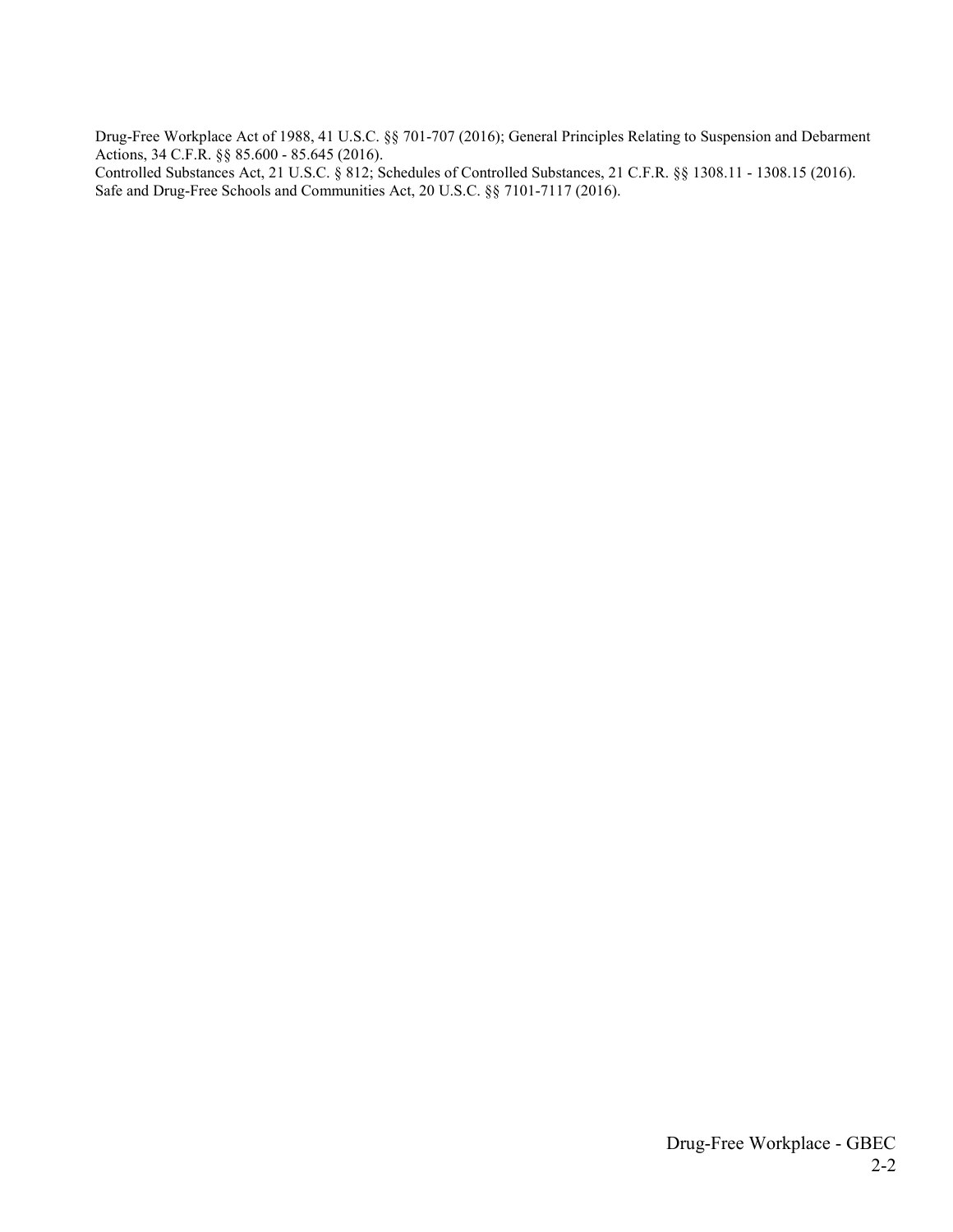Drug-Free Workplace Act of 1988, 41 U.S.C. §§ 701-707 (2016); General Principles Relating to Suspension and Debarment Actions, 34 C.F.R. §§ 85.600 - 85.645 (2016).
Controlled Substances Act, 21 U.S.C. § 812; Schedules of Controlled Substances, 21 C.F.R. §§ 1308.11 - 1308.15 (2016).
Safe and Drug-Free Schools and Communities Act, 20 U.S.C. §§ 7101-7117 (2016).